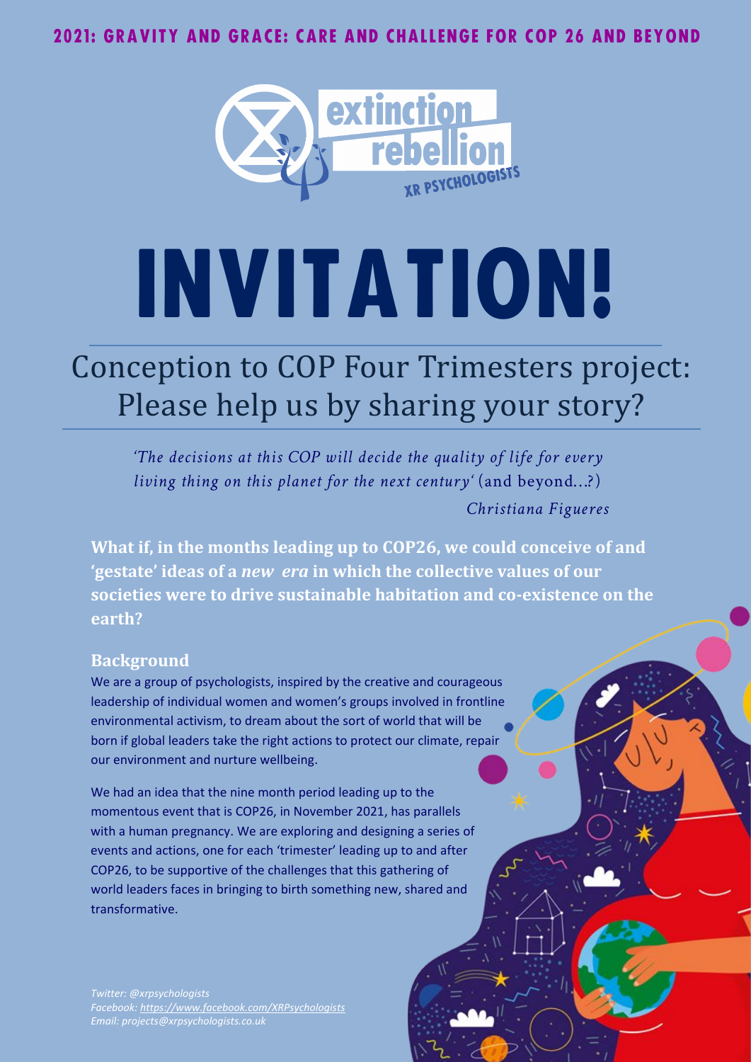**2021: GRAVITY AND GRACE: CARE AND CHALLENGE FOR COP 26 AND BEYOND**

extinction rebellion
XR PSYCHOLOGISTS

# INVITATION!

## Conception to COP Four Trimesters project: Please help us by sharing your story?

*'The decisions at this COP will decide the quality of life for every living thing on this planet for the next century'* (and beyond...?)

*Christiana Figueres*

**What if, in the months leading up to COP26, we could conceive of and 'gestate' ideas of a *new era* in which the collective values of our societies were to drive sustainable habitation and co-existence on the earth?**

### Background

We are a group of psychologists, inspired by the creative and courageous leadership of individual women and women's groups involved in frontline environmental activism, to dream about the sort of world that will be born if global leaders take the right actions to protect our climate, repair our environment and nurture wellbeing.

We had an idea that the nine month period leading up to the momentous event that is COP26, in November 2021, has parallels with a human pregnancy. We are exploring and designing a series of events and actions, one for each 'trimester' leading up to and after COP26, to be supportive of the challenges that this gathering of world leaders faces in bringing to birth something new, shared and transformative.

*Twitter: @xrpsychologists*
*Facebook: https://www.facebook.com/XRPsychologists*
*Email: projects@xrpsychologists.co.uk*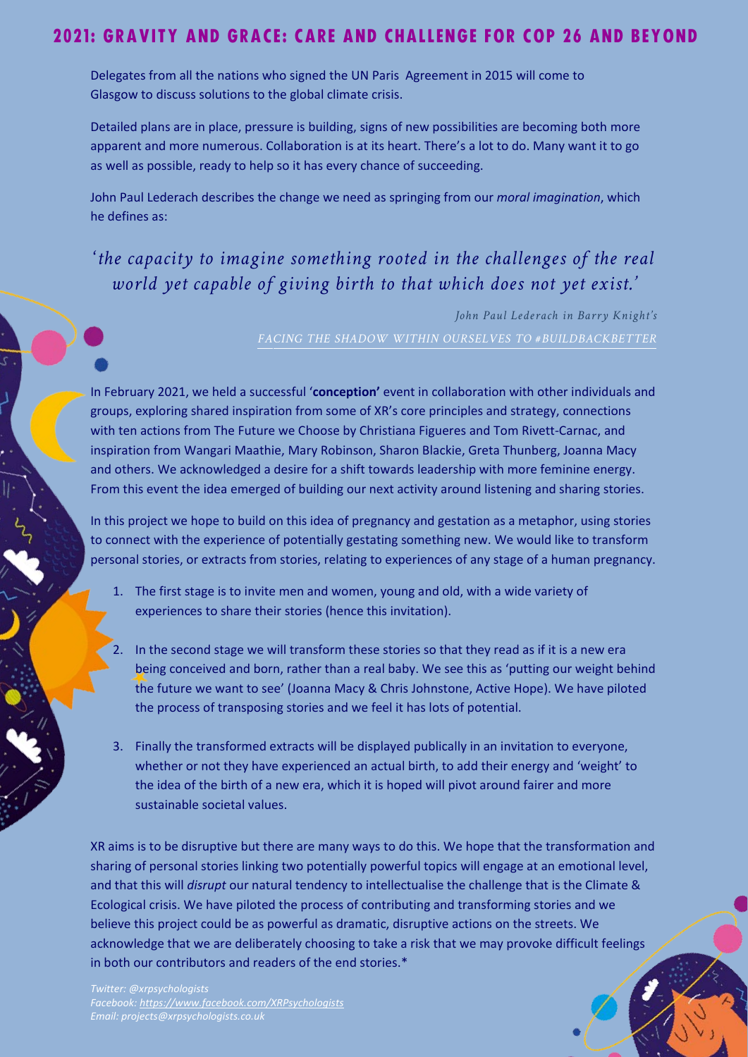## 2021: GRAVITY AND GRACE: CARE AND CHALLENGE FOR COP 26 AND BEYOND

Delegates from all the nations who signed the UN Paris Agreement in 2015 will come to Glasgow to discuss solutions to the global climate crisis.

Detailed plans are in place, pressure is building, signs of new possibilities are becoming both more apparent and more numerous. Collaboration is at its heart. There's a lot to do. Many want it to go as well as possible, ready to help so it has every chance of succeeding.

John Paul Lederach describes the change we need as springing from our *moral imagination*, which he defines as:

> *'the capacity to imagine something rooted in the challenges of the real world yet capable of giving birth to that which does not yet exist.'*
>
> *John Paul Lederach in Barry Knight's*
>
> *FACING THE SHADOW WITHIN OURSELVES TO #BUILDBACKBETTER*

In February 2021, we held a successful '**conception'** event in collaboration with other individuals and groups, exploring shared inspiration from some of XR's core principles and strategy, connections with ten actions from The Future we Choose by Christiana Figueres and Tom Rivett-Carnac, and inspiration from Wangari Maathie, Mary Robinson, Sharon Blackie, Greta Thunberg, Joanna Macy and others. We acknowledged a desire for a shift towards leadership with more feminine energy. From this event the idea emerged of building our next activity around listening and sharing stories.

In this project we hope to build on this idea of pregnancy and gestation as a metaphor, using stories to connect with the experience of potentially gestating something new. We would like to transform personal stories, or extracts from stories, relating to experiences of any stage of a human pregnancy.

1. The first stage is to invite men and women, young and old, with a wide variety of experiences to share their stories (hence this invitation).
2. In the second stage we will transform these stories so that they read as if it is a new era being conceived and born, rather than a real baby. We see this as 'putting our weight behind the future we want to see' (Joanna Macy & Chris Johnstone, Active Hope). We have piloted the process of transposing stories and we feel it has lots of potential.
3. Finally the transformed extracts will be displayed publically in an invitation to everyone, whether or not they have experienced an actual birth, to add their energy and 'weight' to the idea of the birth of a new era, which it is hoped will pivot around fairer and more sustainable societal values.

XR aims is to be disruptive but there are many ways to do this. We hope that the transformation and sharing of personal stories linking two potentially powerful topics will engage at an emotional level, and that this will *disrupt* our natural tendency to intellectualise the challenge that is the Climate & Ecological crisis. We have piloted the process of contributing and transforming stories and we believe this project could be as powerful as dramatic, disruptive actions on the streets. We acknowledge that we are deliberately choosing to take a risk that we may provoke difficult feelings in both our contributors and readers of the end stories.*

*Twitter: @xrpsychologists*
*Facebook: https://www.facebook.com/XRPsychologists*
*Email: projects@xrpsychologists.co.uk*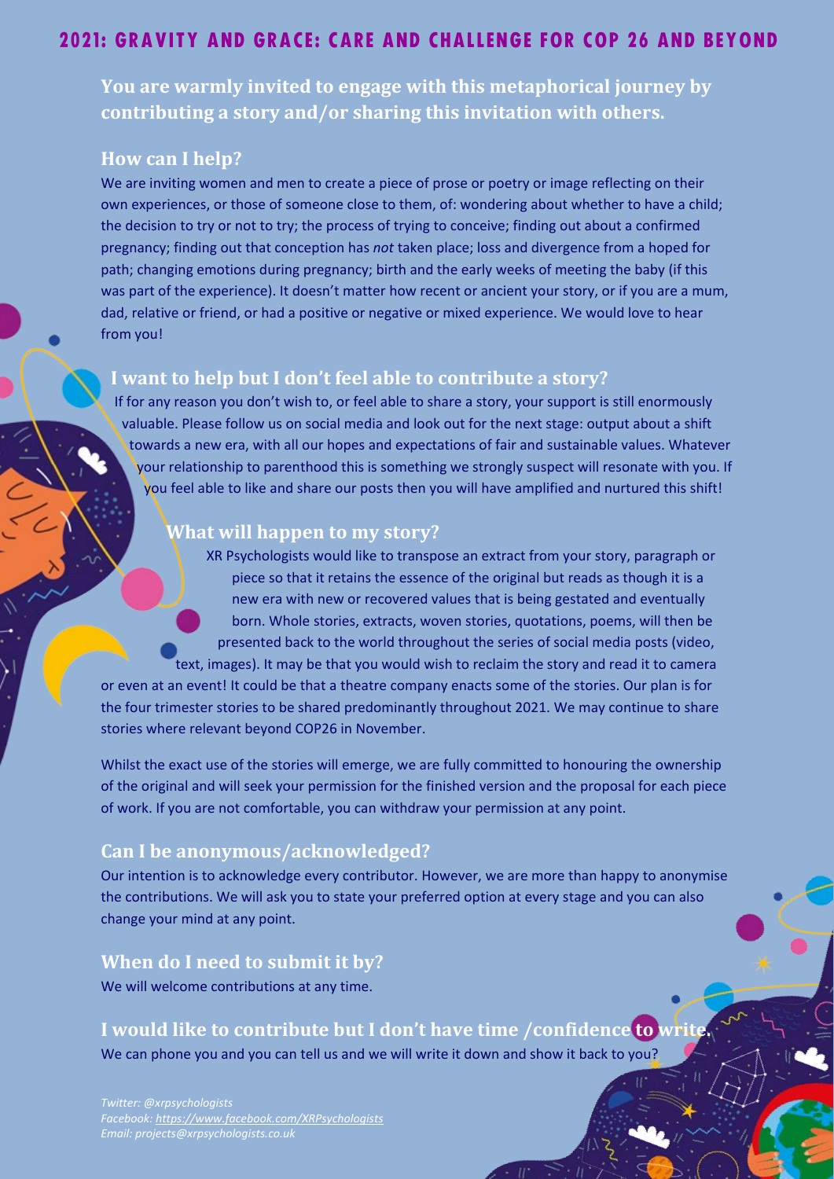# 2021: GRAVITY AND GRACE: CARE AND CHALLENGE FOR COP 26 AND BEYOND

**You are warmly invited to engage with this metaphorical journey by contributing a story and/or sharing this invitation with others.**

## How can I help?

We are inviting women and men to create a piece of prose or poetry or image reflecting on their own experiences, or those of someone close to them, of: wondering about whether to have a child; the decision to try or not to try; the process of trying to conceive; finding out about a confirmed pregnancy; finding out that conception has *not* taken place; loss and divergence from a hoped for path; changing emotions during pregnancy; birth and the early weeks of meeting the baby (if this was part of the experience). It doesn't matter how recent or ancient your story, or if you are a mum, dad, relative or friend, or had a positive or negative or mixed experience. We would love to hear from you!

## I want to help but I don't feel able to contribute a story?

If for any reason you don't wish to, or feel able to share a story, your support is still enormously valuable. Please follow us on social media and look out for the next stage: output about a shift towards a new era, with all our hopes and expectations of fair and sustainable values. Whatever your relationship to parenthood this is something we strongly suspect will resonate with you. If you feel able to like and share our posts then you will have amplified and nurtured this shift!

## What will happen to my story?

XR Psychologists would like to transpose an extract from your story, paragraph or piece so that it retains the essence of the original but reads as though it is a new era with new or recovered values that is being gestated and eventually born. Whole stories, extracts, woven stories, quotations, poems, will then be presented back to the world throughout the series of social media posts (video, text, images). It may be that you would wish to reclaim the story and read it to camera or even at an event! It could be that a theatre company enacts some of the stories. Our plan is for the four trimester stories to be shared predominantly throughout 2021. We may continue to share stories where relevant beyond COP26 in November.

Whilst the exact use of the stories will emerge, we are fully committed to honouring the ownership of the original and will seek your permission for the finished version and the proposal for each piece of work. If you are not comfortable, you can withdraw your permission at any point.

## Can I be anonymous/acknowledged?

Our intention is to acknowledge every contributor. However, we are more than happy to anonymise the contributions. We will ask you to state your preferred option at every stage and you can also change your mind at any point.

## When do I need to submit it by?

We will welcome contributions at any time.

## I would like to contribute but I don't have time /confidence to write.

We can phone you and you can tell us and we will write it down and show it back to you?

*Twitter: @xrpsychologists*
*Facebook: https://www.facebook.com/XRPsychologists*
*Email: projects@xrpsychologists.co.uk*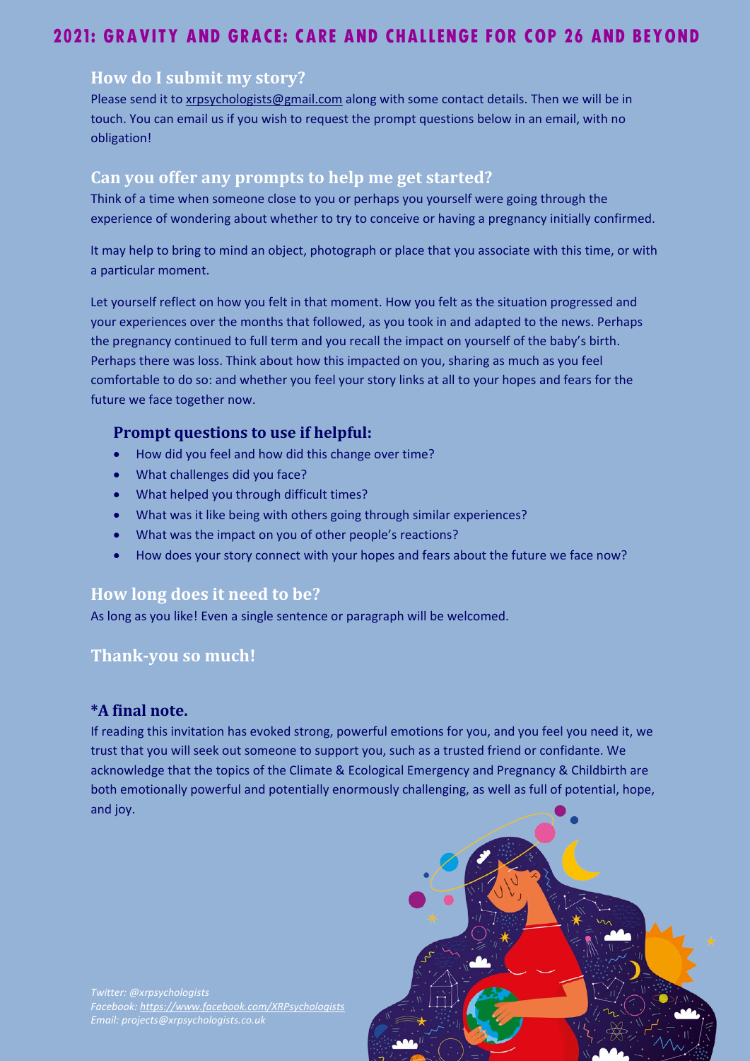# 2021: GRAVITY AND GRACE: CARE AND CHALLENGE FOR COP 26 AND BEYOND

## How do I submit my story?

Please send it to xrpsychologists@gmail.com along with some contact details. Then we will be in touch. You can email us if you wish to request the prompt questions below in an email, with no obligation!

## Can you offer any prompts to help me get started?

Think of a time when someone close to you or perhaps you yourself were going through the experience of wondering about whether to try to conceive or having a pregnancy initially confirmed.

It may help to bring to mind an object, photograph or place that you associate with this time, or with a particular moment.

Let yourself reflect on how you felt in that moment. How you felt as the situation progressed and your experiences over the months that followed, as you took in and adapted to the news. Perhaps the pregnancy continued to full term and you recall the impact on yourself of the baby's birth. Perhaps there was loss. Think about how this impacted on you, sharing as much as you feel comfortable to do so: and whether you feel your story links at all to your hopes and fears for the future we face together now.

### Prompt questions to use if helpful:

- How did you feel and how did this change over time?
- What challenges did you face?
- What helped you through difficult times?
- What was it like being with others going through similar experiences?
- What was the impact on you of other people's reactions?
- How does your story connect with your hopes and fears about the future we face now?

## How long does it need to be?

As long as you like! Even a single sentence or paragraph will be welcomed.

## Thank-you so much!

### *A final note.

If reading this invitation has evoked strong, powerful emotions for you, and you feel you need it, we trust that you will seek out someone to support you, such as a trusted friend or confidante. We acknowledge that the topics of the Climate & Ecological Emergency and Pregnancy & Childbirth are both emotionally powerful and potentially enormously challenging, as well as full of potential, hope, and joy.

*Twitter: @xrpsychologists*
*Facebook: https://www.facebook.com/XRPsychologists*
*Email: projects@xrpsychologists.co.uk*